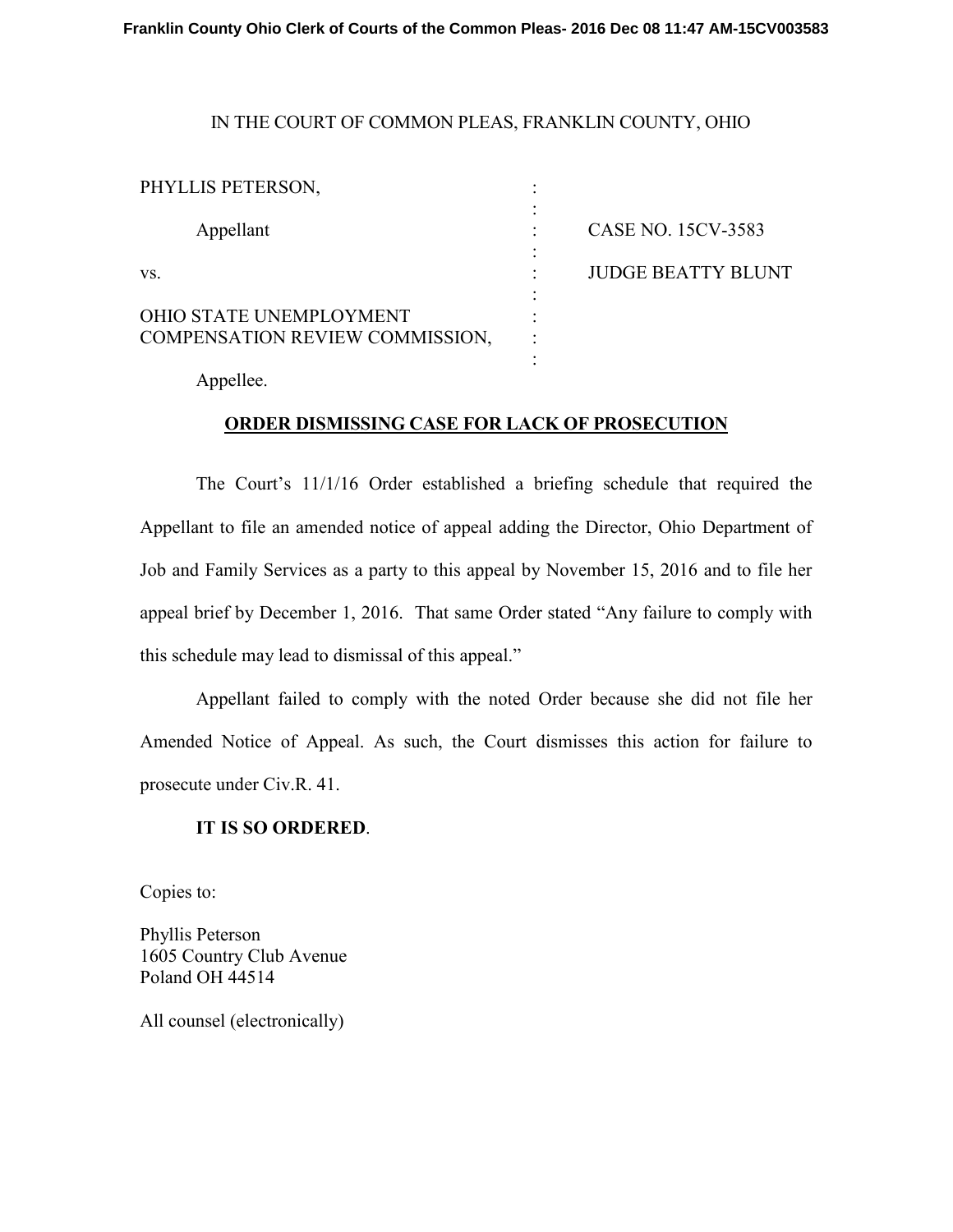IN THE COURT OF COMMON PLEAS, FRANKLIN COUNTY, OHIO

| | | |
|---|---|---|
| PHYLLIS PETERSON, | : | |
| Appellant | : | CASE NO. 15CV-3583 |
| vs. | : | JUDGE BEATTY BLUNT |
| OHIO STATE UNEMPLOYMENT COMPENSATION REVIEW COMMISSION, | : | |
| Appellee. | : | |

## ORDER DISMISSING CASE FOR LACK OF PROSECUTION

The Court's 11/1/16 Order established a briefing schedule that required the Appellant to file an amended notice of appeal adding the Director, Ohio Department of Job and Family Services as a party to this appeal by November 15, 2016 and to file her appeal brief by December 1, 2016. That same Order stated "Any failure to comply with this schedule may lead to dismissal of this appeal."

Appellant failed to comply with the noted Order because she did not file her Amended Notice of Appeal. As such, the Court dismisses this action for failure to prosecute under Civ.R. 41.

**IT IS SO ORDERED**.

Copies to:

Phyllis Peterson
1605 Country Club Avenue
Poland OH 44514

All counsel (electronically)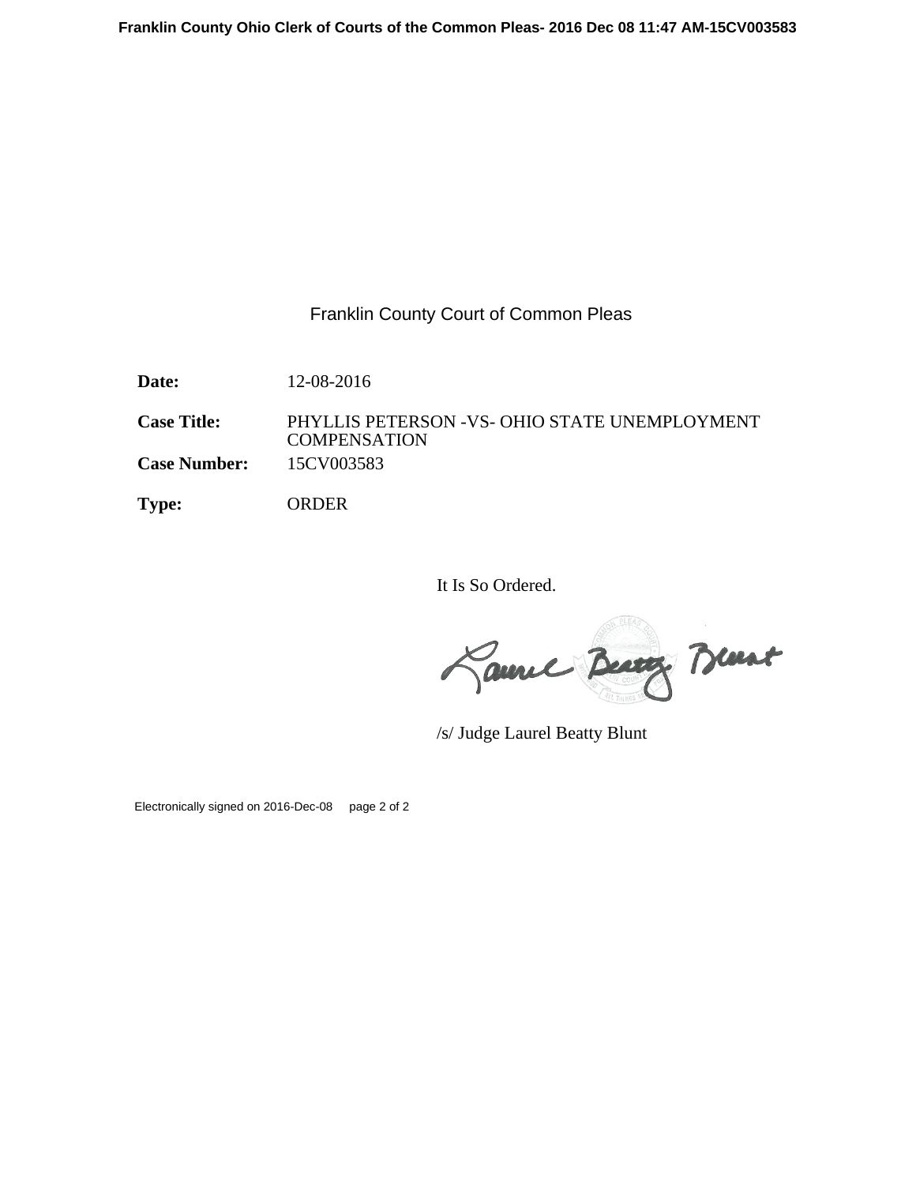Franklin County Court of Common Pleas

| | |
|---|---|
| **Date:** | 12-08-2016 |
| **Case Title:** | PHYLLIS PETERSON -VS- OHIO STATE UNEMPLOYMENT COMPENSATION |
| **Case Number:** | 15CV003583 |
| **Type:** | ORDER |

It Is So Ordered.

/s/ Judge Laurel Beatty Blunt

Electronically signed on 2016-Dec-08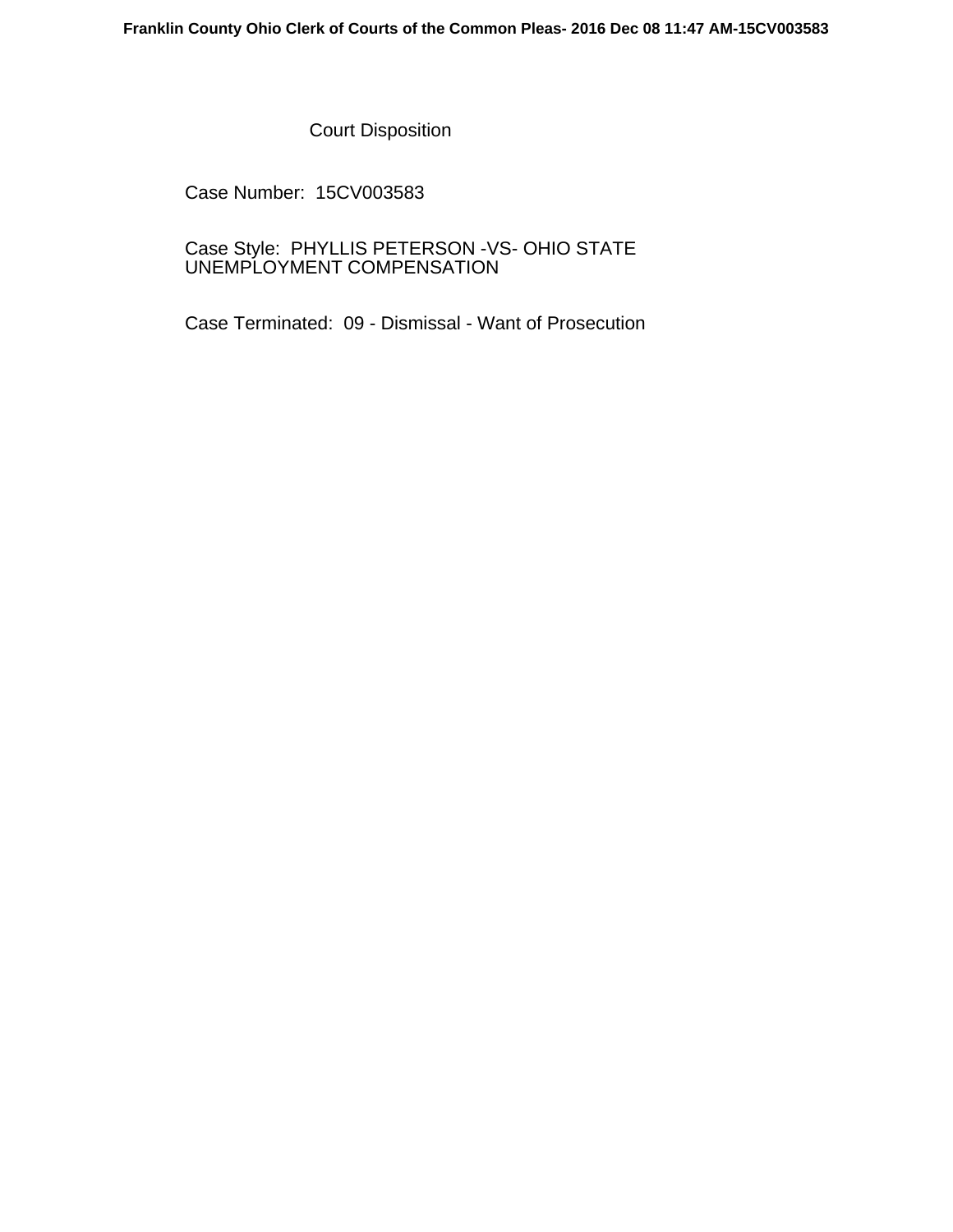# Court Disposition

Case Number: 15CV003583

Case Style: PHYLLIS PETERSON -VS- OHIO STATE UNEMPLOYMENT COMPENSATION

Case Terminated: 09 - Dismissal - Want of Prosecution